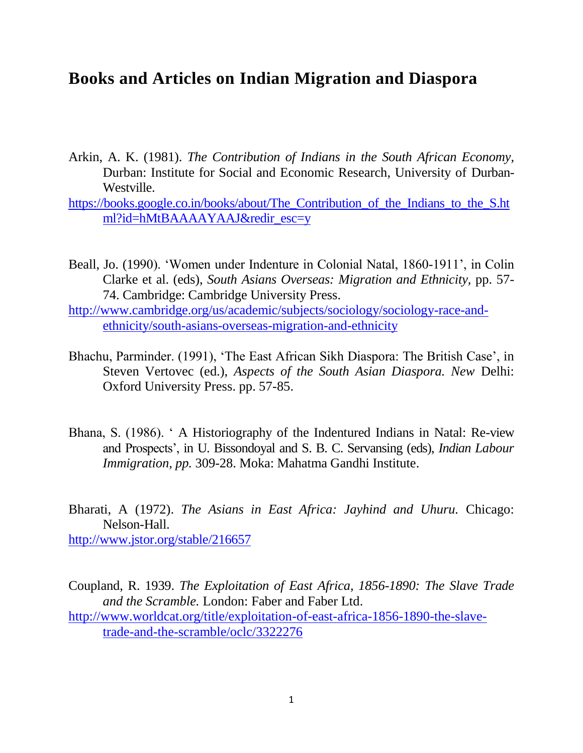# Books and Articles on Indian Migration and Diaspora

Arkin, A. K. (1981). *The Contribution of Indians in the South African Economy*, Durban: Institute for Social and Economic Research, University of Durban-Westville.
https://books.google.co.in/books/about/The_Contribution_of_the_Indians_to_the_S.html?id=hMtBAAAAYAAJ&redir_esc=y

Beall, Jo. (1990). 'Women under Indenture in Colonial Natal, 1860-1911', in Colin Clarke et al. (eds), *South Asians Overseas: Migration and Ethnicity*, pp. 57-74. Cambridge: Cambridge University Press.
http://www.cambridge.org/us/academic/subjects/sociology/sociology-race-and-ethnicity/south-asians-overseas-migration-and-ethnicity

Bhachu, Parminder. (1991), 'The East African Sikh Diaspora: The British Case', in Steven Vertovec (ed.), *Aspects of the South Asian Diaspora. New* Delhi: Oxford University Press. pp. 57-85.

Bhana, S. (1986). ' A Historiography of the Indentured Indians in Natal: Re-view and Prospects', in U. Bissondoyal and S. B. C. Servansing (eds), *Indian Labour Immigration, pp.* 309-28. Moka: Mahatma Gandhi Institute.

Bharati, A (1972). *The Asians in East Africa: Jayhind and Uhuru*. Chicago: Nelson-Hall.
http://www.jstor.org/stable/216657

Coupland, R. 1939. *The Exploitation of East Africa, 1856-1890: The Slave Trade and the Scramble.* London: Faber and Faber Ltd.
http://www.worldcat.org/title/exploitation-of-east-africa-1856-1890-the-slave-trade-and-the-scramble/oclc/3322276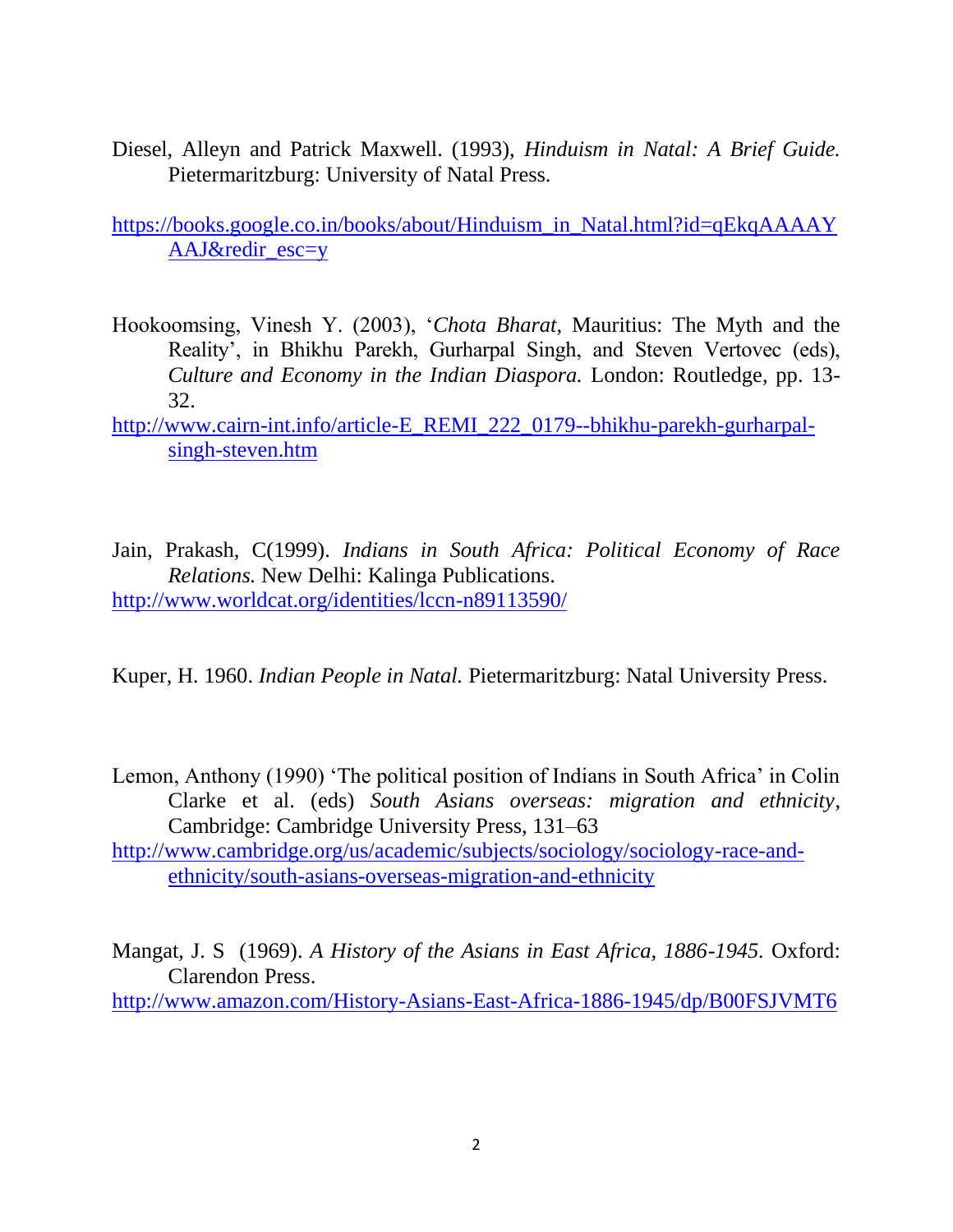Diesel, Alleyn and Patrick Maxwell. (1993), *Hinduism in Natal: A Brief Guide.* Pietermaritzburg: University of Natal Press.

https://books.google.co.in/books/about/Hinduism_in_Natal.html?id=qEkqAAAAYAAJ&redir_esc=y

Hookoomsing, Vinesh Y. (2003), '*Chota Bharat,* Mauritius: The Myth and the Reality', in Bhikhu Parekh, Gurharpal Singh, and Steven Vertovec (eds), *Culture and Economy in the Indian Diaspora.* London: Routledge, pp. 13-32.
http://www.cairn-int.info/article-E_REMI_222_0179--bhikhu-parekh-gurharpal-singh-steven.htm

Jain, Prakash, C(1999). *Indians in South Africa: Political Economy of Race Relations.* New Delhi: Kalinga Publications.
http://www.worldcat.org/identities/lccn-n89113590/

Kuper, H. 1960. *Indian People in Natal.* Pietermaritzburg: Natal University Press.

Lemon, Anthony (1990) 'The political position of Indians in South Africa' in Colin Clarke et al. (eds) *South Asians overseas: migration and ethnicity*, Cambridge: Cambridge University Press, 131–63
http://www.cambridge.org/us/academic/subjects/sociology/sociology-race-and-ethnicity/south-asians-overseas-migration-and-ethnicity

Mangat, J. S (1969). *A History of the Asians in East Africa, 1886-1945.* Oxford: Clarendon Press.
http://www.amazon.com/History-Asians-East-Africa-1886-1945/dp/B00FSJVMT6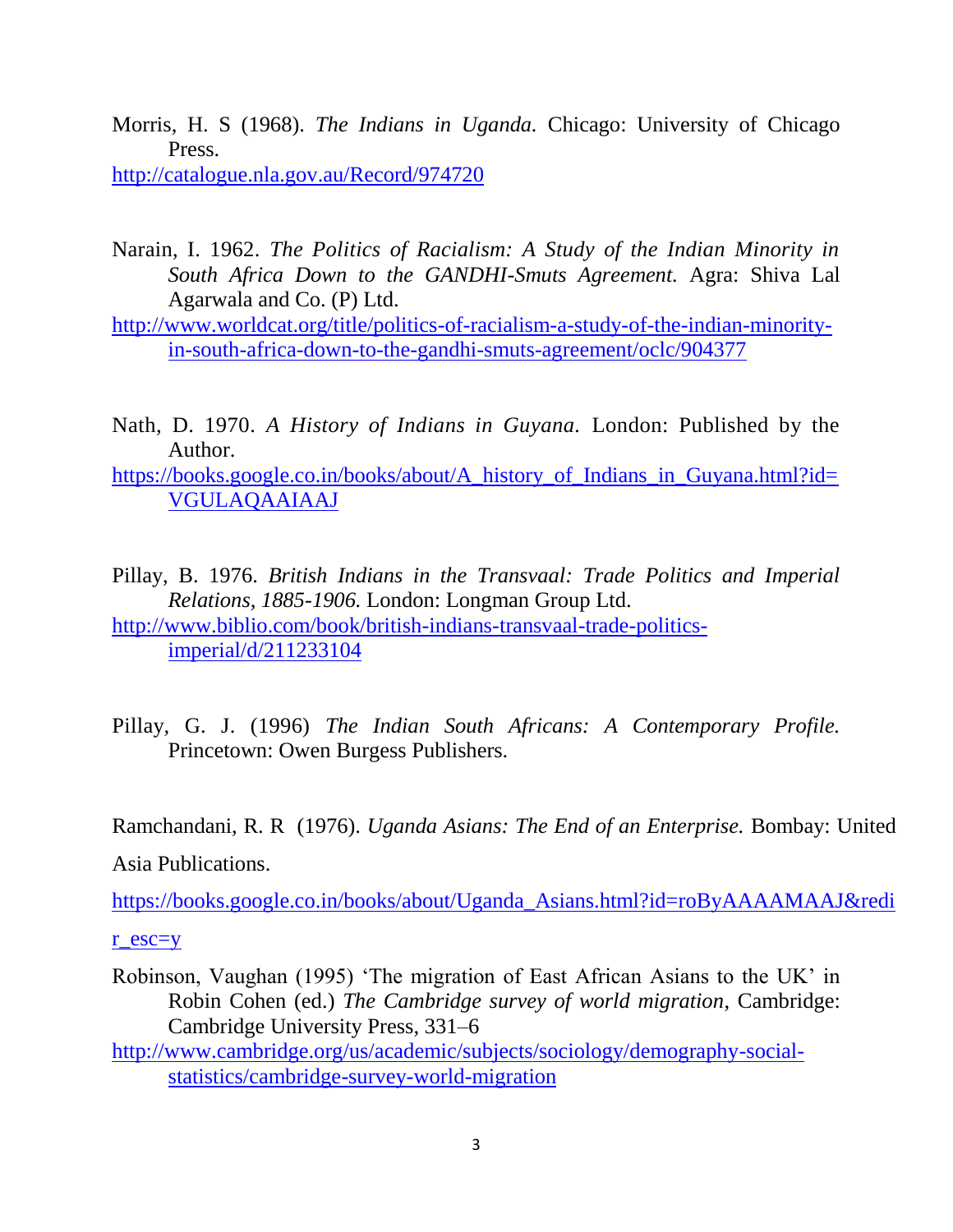Morris, H. S (1968). *The Indians in Uganda.* Chicago: University of Chicago Press.
http://catalogue.nla.gov.au/Record/974720

Narain, I. 1962. *The Politics of Racialism: A Study of the Indian Minority in South Africa Down to the GANDHI-Smuts Agreement.* Agra: Shiva Lal Agarwala and Co. (P) Ltd.
http://www.worldcat.org/title/politics-of-racialism-a-study-of-the-indian-minority-in-south-africa-down-to-the-gandhi-smuts-agreement/oclc/904377

Nath, D. 1970. *A History of Indians in Guyana.* London: Published by the Author.
https://books.google.co.in/books/about/A_history_of_Indians_in_Guyana.html?id=VGULAQAAIAAJ

Pillay, B. 1976. *British Indians in the Transvaal: Trade Politics and Imperial Relations, 1885-1906.* London: Longman Group Ltd.
http://www.biblio.com/book/british-indians-transvaal-trade-politics-imperial/d/211233104

Pillay, G. J. (1996) *The Indian South Africans: A Contemporary Profile.* Princetown: Owen Burgess Publishers.

Ramchandani, R. R (1976). *Uganda Asians: The End of an Enterprise.* Bombay: United Asia Publications.
https://books.google.co.in/books/about/Uganda_Asians.html?id=roByAAAAMAAJ&redir_esc=y

Robinson, Vaughan (1995) 'The migration of East African Asians to the UK' in Robin Cohen (ed.) *The Cambridge survey of world migration*, Cambridge: Cambridge University Press, 331–6
http://www.cambridge.org/us/academic/subjects/sociology/demography-social-statistics/cambridge-survey-world-migration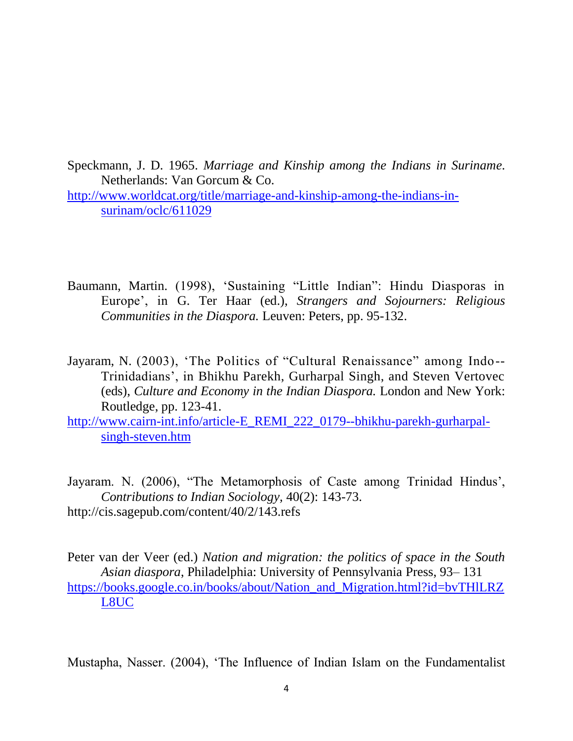Speckmann, J. D. 1965. *Marriage and Kinship among the Indians in Suriname.* Netherlands: Van Gorcum & Co.
http://www.worldcat.org/title/marriage-and-kinship-among-the-indians-in-surinam/oclc/611029

Baumann, Martin. (1998), 'Sustaining "Little Indian": Hindu Diasporas in Europe', in G. Ter Haar (ed.), *Strangers and Sojourners: Religious Communities in the Diaspora.* Leuven: Peters, pp. 95-132.

Jayaram, N. (2003), 'The Politics of "Cultural Renaissance" among Indo--Trinidadians', in Bhikhu Parekh, Gurharpal Singh, and Steven Vertovec (eds), *Culture and Economy in the Indian Diaspora.* London and New York: Routledge, pp. 123-41.
http://www.cairn-int.info/article-E_REMI_222_0179--bhikhu-parekh-gurharpal-singh-steven.htm

Jayaram. N. (2006), "The Metamorphosis of Caste among Trinidad Hindus', *Contributions to Indian Sociology,* 40(2): 143-73.
http://cis.sagepub.com/content/40/2/143.refs

Peter van der Veer (ed.) *Nation and migration: the politics of space in the South Asian diaspora*, Philadelphia: University of Pennsylvania Press, 93– 131
https://books.google.co.in/books/about/Nation_and_Migration.html?id=bvTHlLRZL8UC

Mustapha, Nasser. (2004), 'The Influence of Indian Islam on the Fundamentalist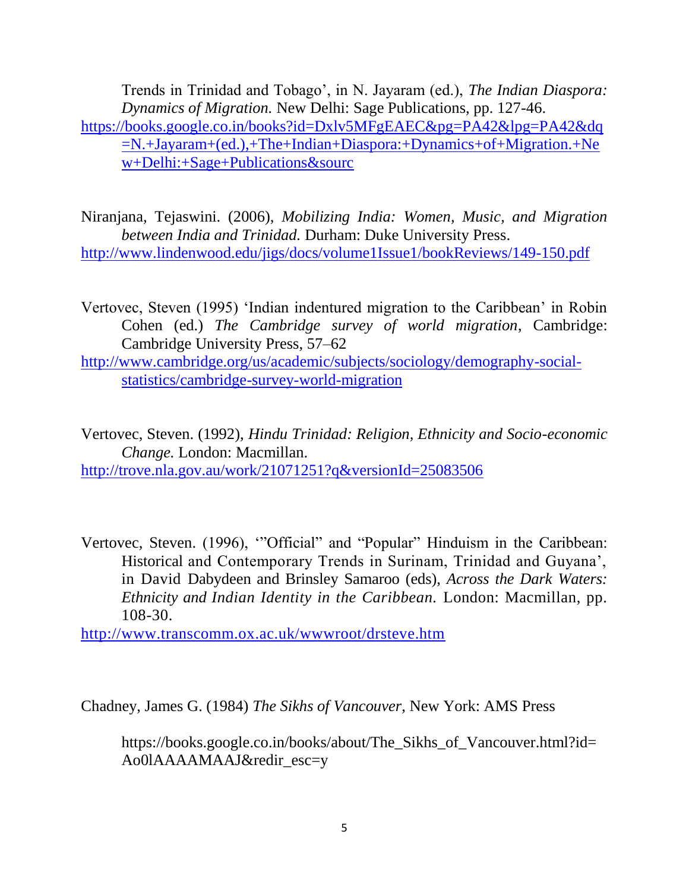Trends in Trinidad and Tobago', in N. Jayaram (ed.), *The Indian Diaspora: Dynamics of Migration.* New Delhi: Sage Publications, pp. 127-46.
https://books.google.co.in/books?id=Dxlv5MFgEAEC&pg=PA42&lpg=PA42&dq=N.+Jayaram+(ed.),+The+Indian+Diaspora:+Dynamics+of+Migration.+New+Delhi:+Sage+Publications&sourc

Niranjana, Tejaswini. (2006), *Mobilizing India: Women, Music, and Migration between India and Trinidad.* Durham: Duke University Press.
http://www.lindenwood.edu/jigs/docs/volume1Issue1/bookReviews/149-150.pdf

Vertovec, Steven (1995) 'Indian indentured migration to the Caribbean' in Robin Cohen (ed.) *The Cambridge survey of world migration*, Cambridge: Cambridge University Press, 57–62
http://www.cambridge.org/us/academic/subjects/sociology/demography-social-statistics/cambridge-survey-world-migration

Vertovec, Steven. (1992), *Hindu Trinidad: Religion, Ethnicity and Socio-economic Change.* London: Macmillan.
http://trove.nla.gov.au/work/21071251?q&versionId=25083506

Vertovec, Steven. (1996), '"Official" and "Popular" Hinduism in the Caribbean: Historical and Contemporary Trends in Surinam, Trinidad and Guyana', in David Dabydeen and Brinsley Samaroo (eds), *Across the Dark Waters: Ethnicity and Indian Identity in the Caribbean*. London: Macmillan, pp. 108-30.
http://www.transcomm.ox.ac.uk/wwwroot/drsteve.htm

Chadney, James G. (1984) *The Sikhs of Vancouver*, New York: AMS Press

https://books.google.co.in/books/about/The_Sikhs_of_Vancouver.html?id=Ao0lAAAAMAAJ&redir_esc=y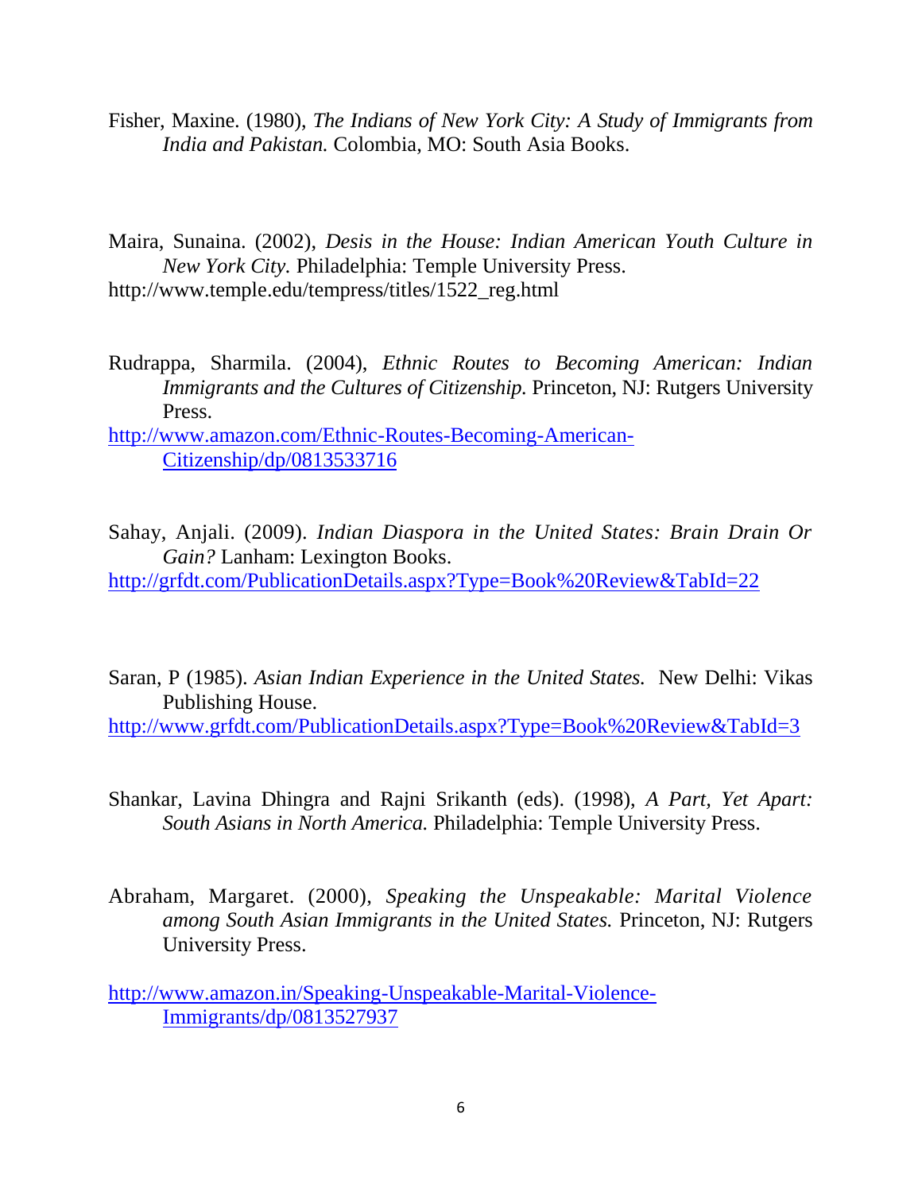Fisher, Maxine. (1980), *The Indians of New York City: A Study of Immigrants from India and Pakistan.* Colombia, MO: South Asia Books.

Maira, Sunaina. (2002), *Desis in the House: Indian American Youth Culture in New York City.* Philadelphia: Temple University Press.
http://www.temple.edu/tempress/titles/1522_reg.html

Rudrappa, Sharmila. (2004), *Ethnic Routes to Becoming American: Indian Immigrants and the Cultures of Citizenship.* Princeton, NJ: Rutgers University Press.
http://www.amazon.com/Ethnic-Routes-Becoming-American-Citizenship/dp/0813533716

Sahay, Anjali. (2009). *Indian Diaspora in the United States: Brain Drain Or Gain?* Lanham: Lexington Books.
http://grfdt.com/PublicationDetails.aspx?Type=Book%20Review&TabId=22

Saran, P (1985). *Asian Indian Experience in the United States.* New Delhi: Vikas Publishing House.
http://www.grfdt.com/PublicationDetails.aspx?Type=Book%20Review&TabId=3

Shankar, Lavina Dhingra and Rajni Srikanth (eds). (1998), *A Part, Yet Apart: South Asians in North America.* Philadelphia: Temple University Press.

Abraham, Margaret. (2000), *Speaking the Unspeakable: Marital Violence among South Asian Immigrants in the United States.* Princeton, NJ: Rutgers University Press.

http://www.amazon.in/Speaking-Unspeakable-Marital-Violence-Immigrants/dp/0813527937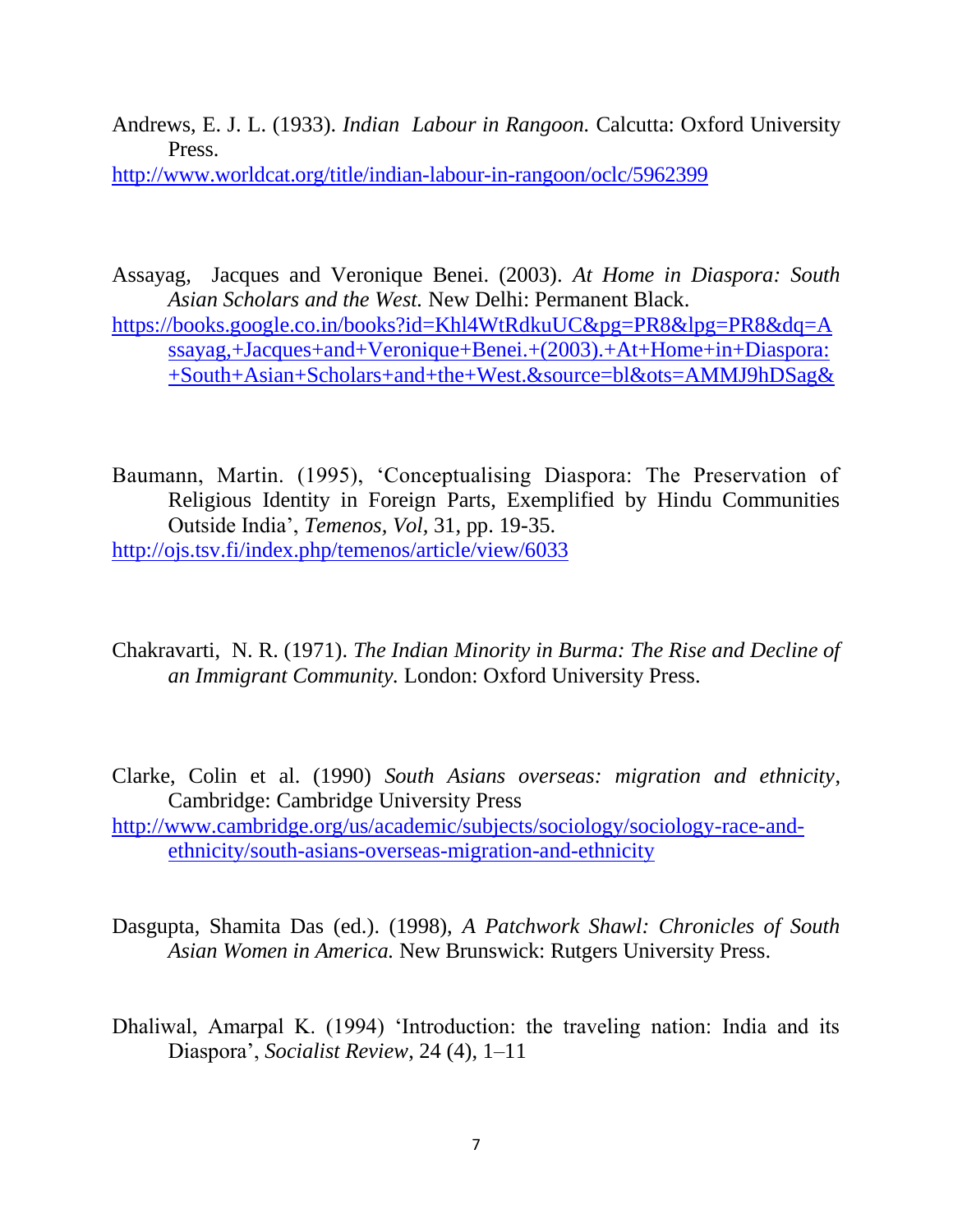Andrews, E. J. L. (1933). *Indian Labour in Rangoon.* Calcutta: Oxford University Press.
http://www.worldcat.org/title/indian-labour-in-rangoon/oclc/5962399

Assayag, Jacques and Veronique Benei. (2003). *At Home in Diaspora: South Asian Scholars and the West.* New Delhi: Permanent Black.
https://books.google.co.in/books?id=Khl4WtRdkuUC&pg=PR8&lpg=PR8&dq=Assayag,+Jacques+and+Veronique+Benei.+(2003).+At+Home+in+Diaspora:+South+Asian+Scholars+and+the+West.&source=bl&ots=AMMJ9hDSag&

Baumann, Martin. (1995), 'Conceptualising Diaspora: The Preservation of Religious Identity in Foreign Parts, Exemplified by Hindu Communities Outside India', *Temenos, Vol*, 31, pp. 19-35.
http://ojs.tsv.fi/index.php/temenos/article/view/6033

Chakravarti, N. R. (1971). *The Indian Minority in Burma: The Rise and Decline of an Immigrant Community.* London: Oxford University Press.

Clarke, Colin et al. (1990) *South Asians overseas: migration and ethnicity*, Cambridge: Cambridge University Press
http://www.cambridge.org/us/academic/subjects/sociology/sociology-race-and-ethnicity/south-asians-overseas-migration-and-ethnicity

Dasgupta, Shamita Das (ed.). (1998), *A Patchwork Shawl: Chronicles of South Asian Women in America.* New Brunswick: Rutgers University Press.

Dhaliwal, Amarpal K. (1994) 'Introduction: the traveling nation: India and its Diaspora', *Socialist Review*, 24 (4), 1–11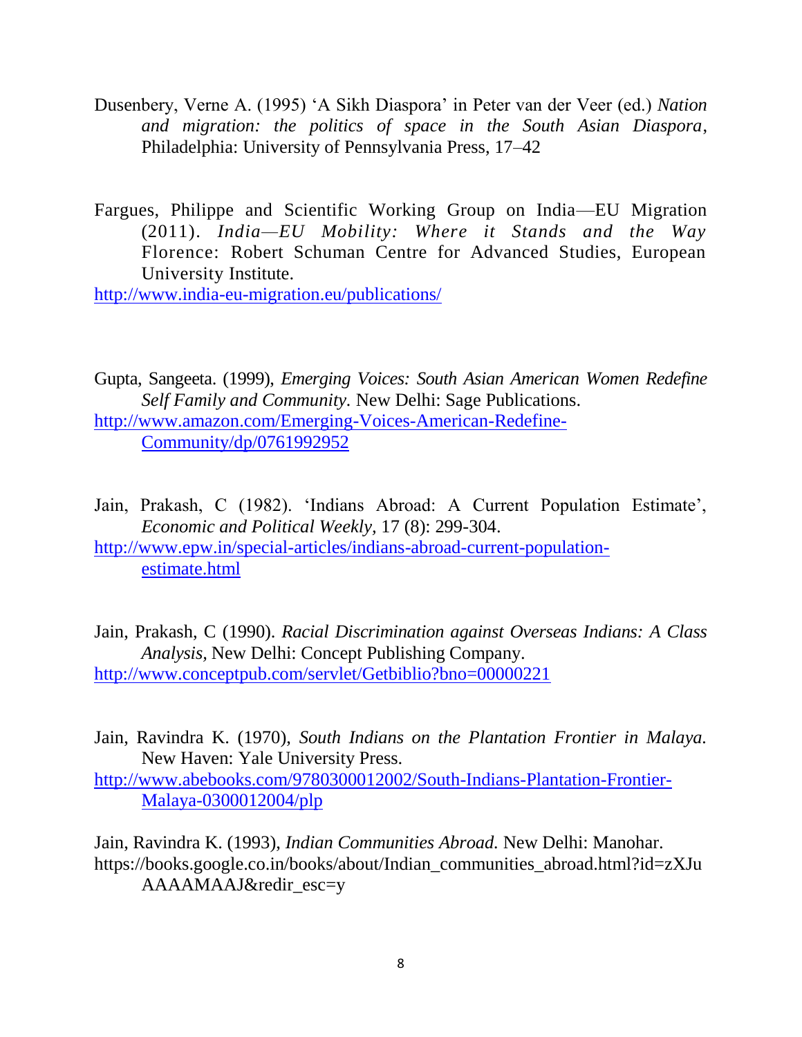Dusenbery, Verne A. (1995) 'A Sikh Diaspora' in Peter van der Veer (ed.) *Nation and migration: the politics of space in the South Asian Diaspora*, Philadelphia: University of Pennsylvania Press, 17–42

Fargues, Philippe and Scientific Working Group on India—EU Migration (2011). *India—EU Mobility: Where it Stands and the Way* Florence: Robert Schuman Centre for Advanced Studies, European University Institute.
http://www.india-eu-migration.eu/publications/

Gupta, Sangeeta. (1999), *Emerging Voices: South Asian American Women Redefine Self Family and Community.* New Delhi: Sage Publications.
http://www.amazon.com/Emerging-Voices-American-Redefine-Community/dp/0761992952

Jain, Prakash, C (1982). 'Indians Abroad: A Current Population Estimate', *Economic and Political Weekly*, 17 (8): 299-304.
http://www.epw.in/special-articles/indians-abroad-current-population-estimate.html

Jain, Prakash, C (1990). *Racial Discrimination against Overseas Indians: A Class Analysis,* New Delhi: Concept Publishing Company.
http://www.conceptpub.com/servlet/Getbiblio?bno=00000221

Jain, Ravindra K. (1970), *South Indians on the Plantation Frontier in Malaya.* New Haven: Yale University Press.
http://www.abebooks.com/9780300012002/South-Indians-Plantation-Frontier-Malaya-0300012004/plp

Jain, Ravindra K. (1993), *Indian Communities Abroad.* New Delhi: Manohar.
https://books.google.co.in/books/about/Indian_communities_abroad.html?id=zXJuAAAAMAAJ&redir_esc=y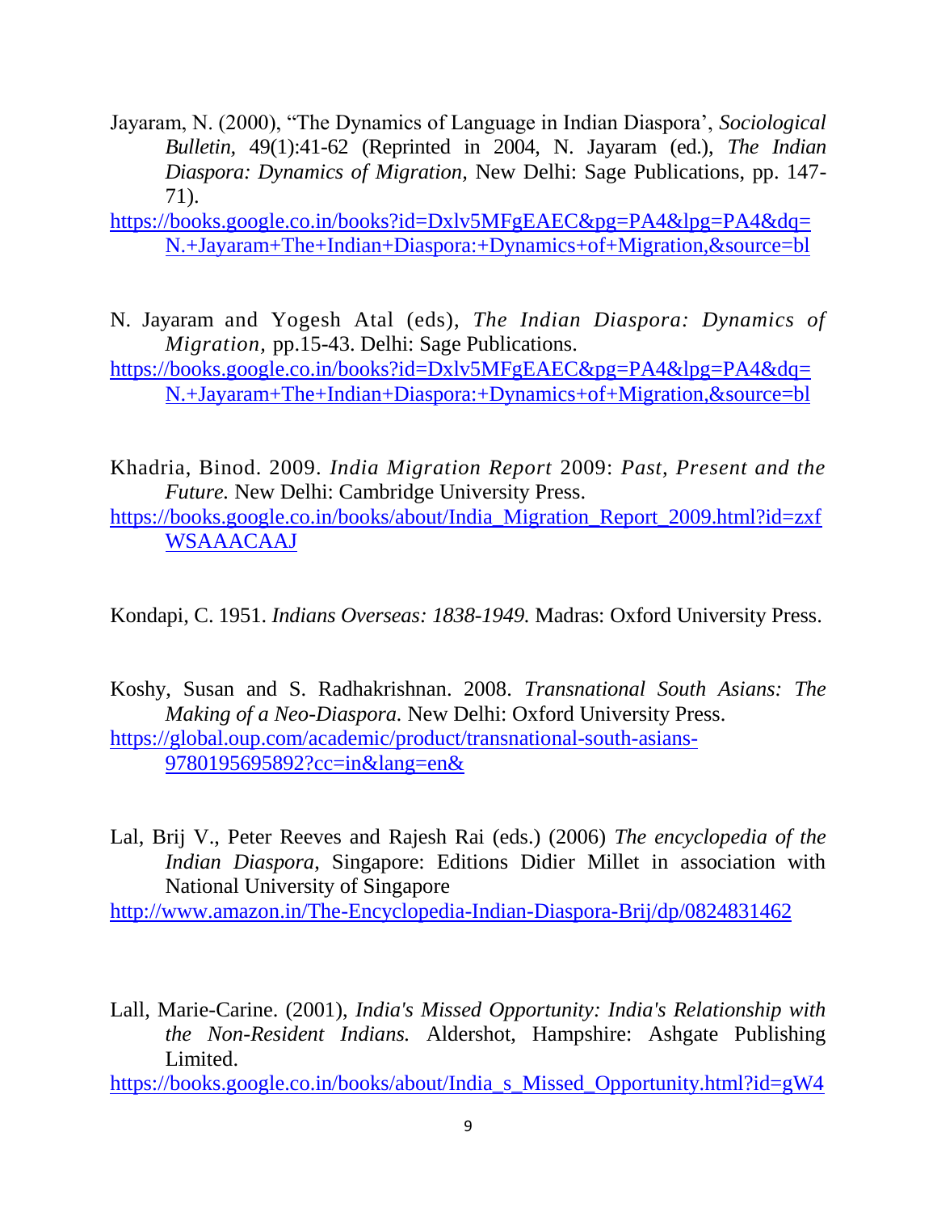Jayaram, N. (2000), "The Dynamics of Language in Indian Diaspora', *Sociological Bulletin*, 49(1):41-62 (Reprinted in 2004, N. Jayaram (ed.), *The Indian Diaspora: Dynamics of Migration*, New Delhi: Sage Publications, pp. 147-71).
https://books.google.co.in/books?id=Dxlv5MFgEAEC&pg=PA4&lpg=PA4&dq=N.+Jayaram+The+Indian+Diaspora:+Dynamics+of+Migration,&source=bl

N. Jayaram and Yogesh Atal (eds), *The Indian Diaspora: Dynamics of Migration*, pp.15-43. Delhi: Sage Publications.
https://books.google.co.in/books?id=Dxlv5MFgEAEC&pg=PA4&lpg=PA4&dq=N.+Jayaram+The+Indian+Diaspora:+Dynamics+of+Migration,&source=bl

Khadria, Binod. 2009. *India Migration Report* 2009: *Past, Present and the Future.* New Delhi: Cambridge University Press.
https://books.google.co.in/books/about/India_Migration_Report_2009.html?id=zxfWSAAACAAJ

Kondapi, C. 1951. *Indians Overseas: 1838-1949.* Madras: Oxford University Press.

Koshy, Susan and S. Radhakrishnan. 2008. *Transnational South Asians: The Making of a Neo-Diaspora.* New Delhi: Oxford University Press.
https://global.oup.com/academic/product/transnational-south-asians-9780195695892?cc=in&lang=en&

Lal, Brij V., Peter Reeves and Rajesh Rai (eds.) (2006) *The encyclopedia of the Indian Diaspora*, Singapore: Editions Didier Millet in association with National University of Singapore
http://www.amazon.in/The-Encyclopedia-Indian-Diaspora-Brij/dp/0824831462

Lall, Marie-Carine. (2001), *India's Missed Opportunity: India's Relationship with the Non-Resident Indians.* Aldershot, Hampshire: Ashgate Publishing Limited.
https://books.google.co.in/books/about/India_s_Missed_Opportunity.html?id=gW4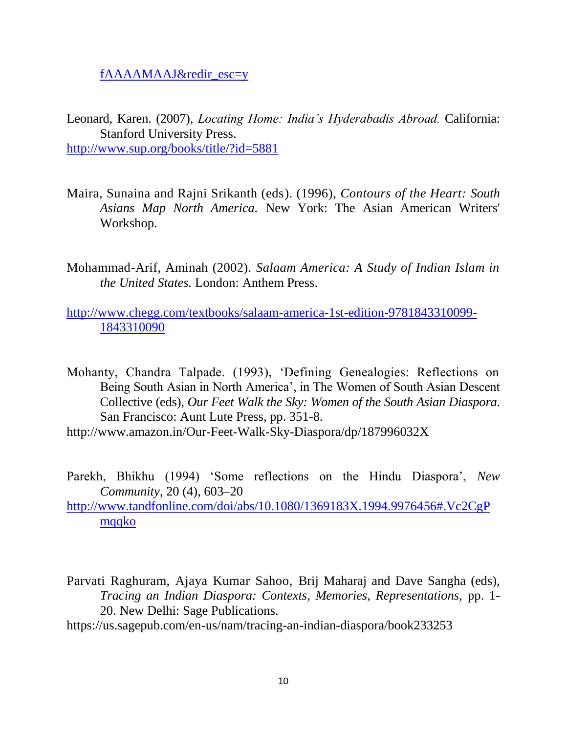fAAAAMAAJ&redir_esc=y

Leonard, Karen. (2007), *Locating Home: India's Hyderabadis Abroad.* California: Stanford University Press.
http://www.sup.org/books/title/?id=5881

Maira, Sunaina and Rajni Srikanth (eds). (1996), *Contours of the Heart: South Asians Map North America.* New York: The Asian American Writers' Workshop.

Mohammad-Arif, Aminah (2002). *Salaam America: A Study of Indian Islam in the United States.* London: Anthem Press.

http://www.chegg.com/textbooks/salaam-america-1st-edition-9781843310099-1843310090

Mohanty, Chandra Talpade. (1993), 'Defining Genealogies: Reflections on Being South Asian in North America', in The Women of South Asian Descent Collective (eds), *Our Feet Walk the Sky: Women of the South Asian Diaspora.* San Francisco: Aunt Lute Press, pp. 351-8.
http://www.amazon.in/Our-Feet-Walk-Sky-Diaspora/dp/187996032X

Parekh, Bhikhu (1994) 'Some reflections on the Hindu Diaspora', *New Community*, 20 (4), 603–20
http://www.tandfonline.com/doi/abs/10.1080/1369183X.1994.9976456#.Vc2CgPmqqko

Parvati Raghuram, Ajaya Kumar Sahoo, Brij Maharaj and Dave Sangha (eds), *Tracing an Indian Diaspora: Contexts, Memories, Representations*, pp. 1-20. New Delhi: Sage Publications.
https://us.sagepub.com/en-us/nam/tracing-an-indian-diaspora/book233253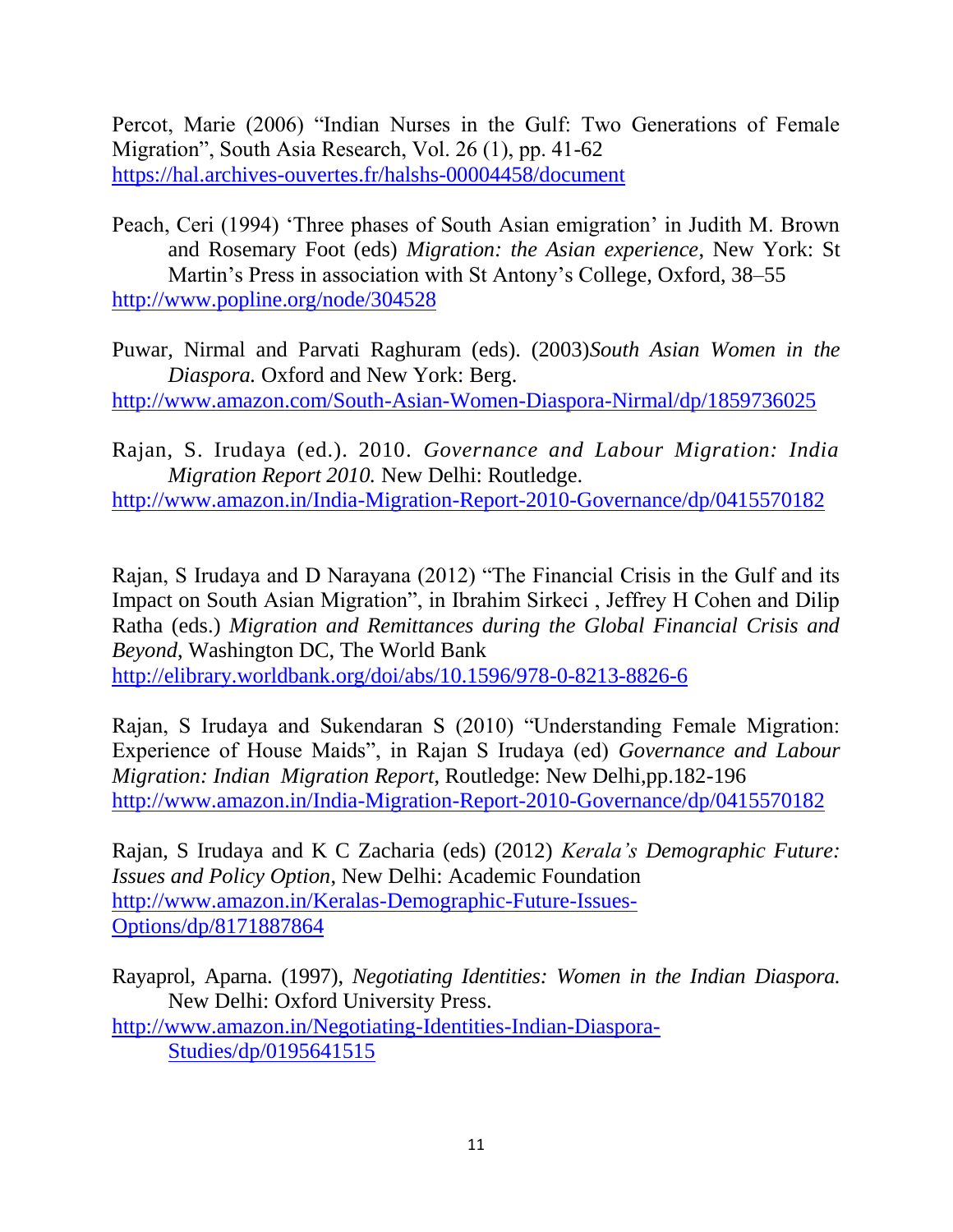Percot, Marie (2006) "Indian Nurses in the Gulf: Two Generations of Female Migration", South Asia Research, Vol. 26 (1), pp. 41-62
https://hal.archives-ouvertes.fr/halshs-00004458/document

Peach, Ceri (1994) 'Three phases of South Asian emigration' in Judith M. Brown and Rosemary Foot (eds) *Migration: the Asian experience*, New York: St Martin's Press in association with St Antony's College, Oxford, 38–55
http://www.popline.org/node/304528

Puwar, Nirmal and Parvati Raghuram (eds). (2003)*South Asian Women in the Diaspora.* Oxford and New York: Berg.
http://www.amazon.com/South-Asian-Women-Diaspora-Nirmal/dp/1859736025

Rajan, S. Irudaya (ed.). 2010. *Governance and Labour Migration: India Migration Report 2010.* New Delhi: Routledge.
http://www.amazon.in/India-Migration-Report-2010-Governance/dp/0415570182

Rajan, S Irudaya and D Narayana (2012) "The Financial Crisis in the Gulf and its Impact on South Asian Migration", in Ibrahim Sirkeci , Jeffrey H Cohen and Dilip Ratha (eds.) *Migration and Remittances during the Global Financial Crisis and Beyond*, Washington DC, The World Bank
http://elibrary.worldbank.org/doi/abs/10.1596/978-0-8213-8826-6

Rajan, S Irudaya and Sukendaran S (2010) "Understanding Female Migration: Experience of House Maids", in Rajan S Irudaya (ed) *Governance and Labour Migration: Indian Migration Report*, Routledge: New Delhi,pp.182-196
http://www.amazon.in/India-Migration-Report-2010-Governance/dp/0415570182

Rajan, S Irudaya and K C Zacharia (eds) (2012) *Kerala's Demographic Future: Issues and Policy Option*, New Delhi: Academic Foundation
http://www.amazon.in/Keralas-Demographic-Future-Issues-Options/dp/8171887864

Rayaprol, Aparna. (1997), *Negotiating Identities: Women in the Indian Diaspora.* New Delhi: Oxford University Press.
http://www.amazon.in/Negotiating-Identities-Indian-Diaspora-Studies/dp/0195641515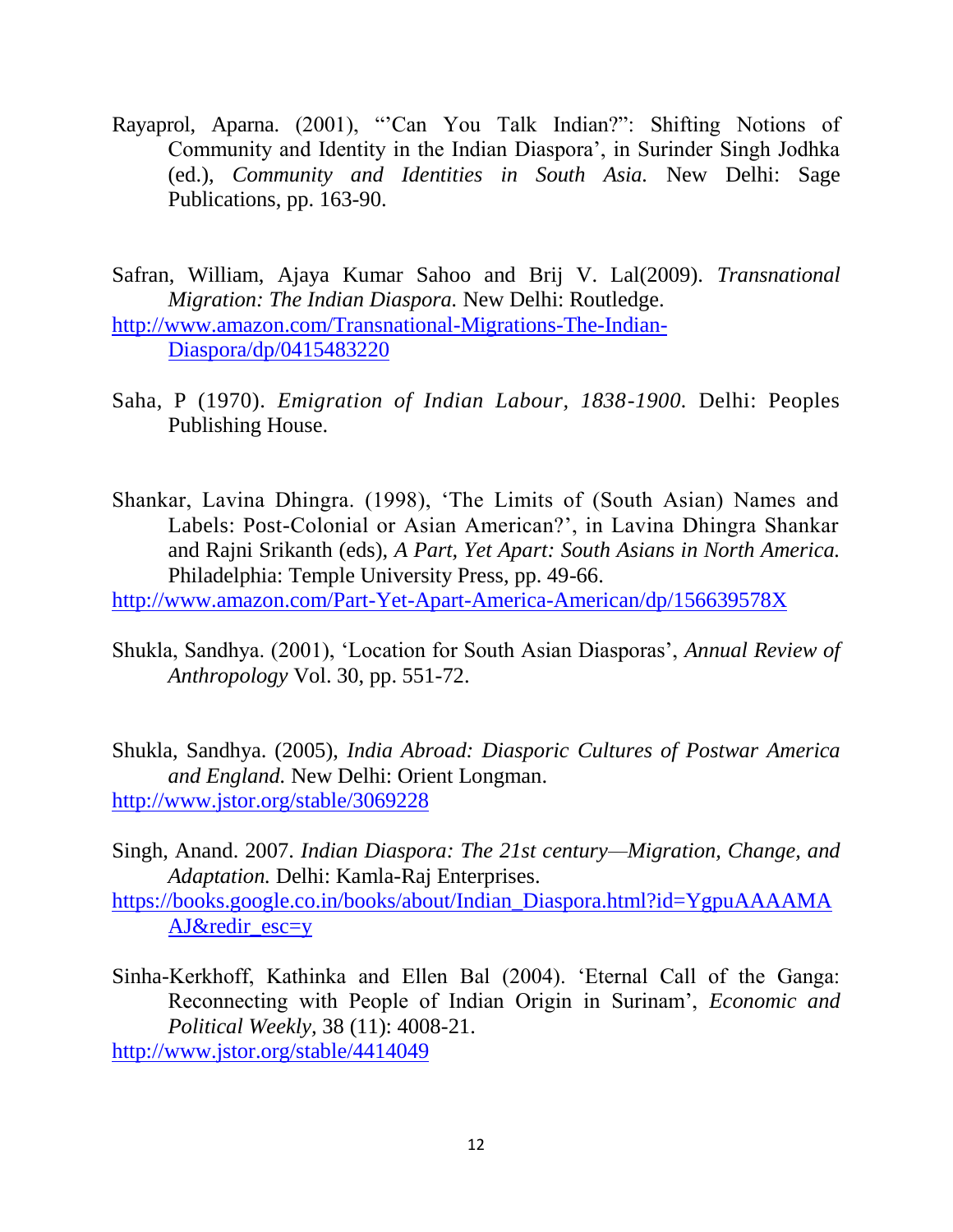Rayaprol, Aparna. (2001), "'Can You Talk Indian?": Shifting Notions of Community and Identity in the Indian Diaspora', in Surinder Singh Jodhka (ed.), *Community and Identities in South Asia.* New Delhi: Sage Publications, pp. 163-90.

Safran, William, Ajaya Kumar Sahoo and Brij V. Lal(2009). *Transnational Migration: The Indian Diaspora.* New Delhi: Routledge. http://www.amazon.com/Transnational-Migrations-The-Indian-Diaspora/dp/0415483220

Saha, P (1970). *Emigration of Indian Labour, 1838-1900.* Delhi: Peoples Publishing House.

Shankar, Lavina Dhingra. (1998), 'The Limits of (South Asian) Names and Labels: Post-Colonial or Asian American?', in Lavina Dhingra Shankar and Rajni Srikanth (eds), *A Part, Yet Apart: South Asians in North America.* Philadelphia: Temple University Press, pp. 49-66. http://www.amazon.com/Part-Yet-Apart-America-American/dp/156639578X

Shukla, Sandhya. (2001), 'Location for South Asian Diasporas', *Annual Review of Anthropology* Vol. 30, pp. 551-72.

Shukla, Sandhya. (2005), *India Abroad: Diasporic Cultures of Postwar America and England.* New Delhi: Orient Longman. http://www.jstor.org/stable/3069228

Singh, Anand. 2007. *Indian Diaspora: The 21st century—Migration, Change, and Adaptation.* Delhi: Kamla-Raj Enterprises. https://books.google.co.in/books/about/Indian_Diaspora.html?id=YgpuAAAAMAAJ&redir_esc=y

Sinha-Kerkhoff, Kathinka and Ellen Bal (2004). 'Eternal Call of the Ganga: Reconnecting with People of Indian Origin in Surinam', *Economic and Political Weekly,* 38 (11): 4008-21. http://www.jstor.org/stable/4414049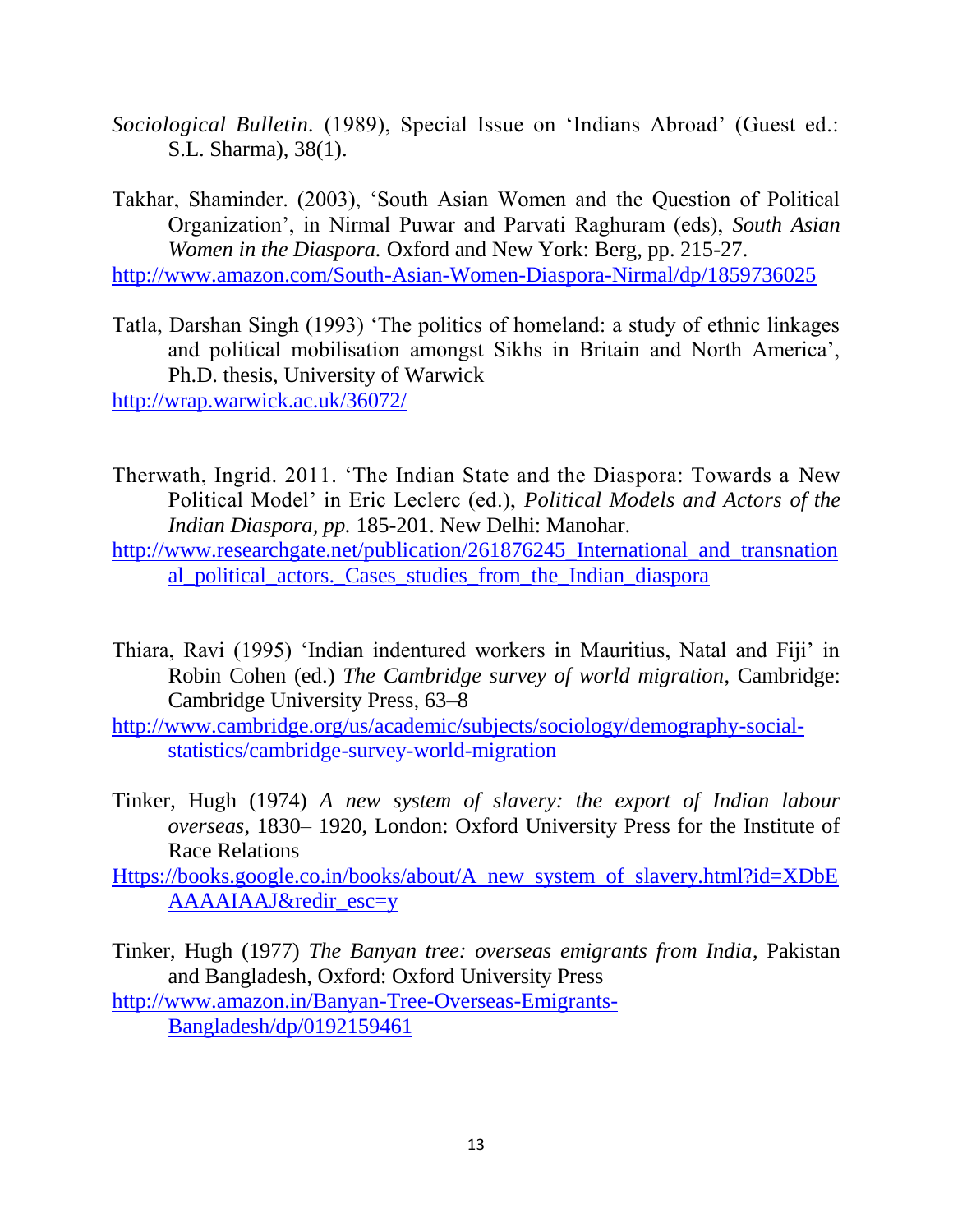*Sociological Bulletin.* (1989), Special Issue on 'Indians Abroad' (Guest ed.: S.L. Sharma), 38(1).

Takhar, Shaminder. (2003), 'South Asian Women and the Question of Political Organization', in Nirmal Puwar and Parvati Raghuram (eds), *South Asian Women in the Diaspora.* Oxford and New York: Berg, pp. 215-27.
http://www.amazon.com/South-Asian-Women-Diaspora-Nirmal/dp/1859736025

Tatla, Darshan Singh (1993) 'The politics of homeland: a study of ethnic linkages and political mobilisation amongst Sikhs in Britain and North America', Ph.D. thesis, University of Warwick
http://wrap.warwick.ac.uk/36072/

Therwath, Ingrid. 2011. 'The Indian State and the Diaspora: Towards a New Political Model' in Eric Leclerc (ed.), *Political Models and Actors of the Indian Diaspora, pp.* 185-201. New Delhi: Manohar.
http://www.researchgate.net/publication/261876245_International_and_transnational_political_actors._Cases_studies_from_the_Indian_diaspora

Thiara, Ravi (1995) 'Indian indentured workers in Mauritius, Natal and Fiji' in Robin Cohen (ed.) *The Cambridge survey of world migration*, Cambridge: Cambridge University Press, 63–8
http://www.cambridge.org/us/academic/subjects/sociology/demography-social-statistics/cambridge-survey-world-migration

Tinker, Hugh (1974) *A new system of slavery: the export of Indian labour overseas*, 1830– 1920, London: Oxford University Press for the Institute of Race Relations
Https://books.google.co.in/books/about/A_new_system_of_slavery.html?id=XDbEAAAAIAAJ&redir_esc=y

Tinker, Hugh (1977) *The Banyan tree: overseas emigrants from India,* Pakistan and Bangladesh, Oxford: Oxford University Press
http://www.amazon.in/Banyan-Tree-Overseas-Emigrants-Bangladesh/dp/0192159461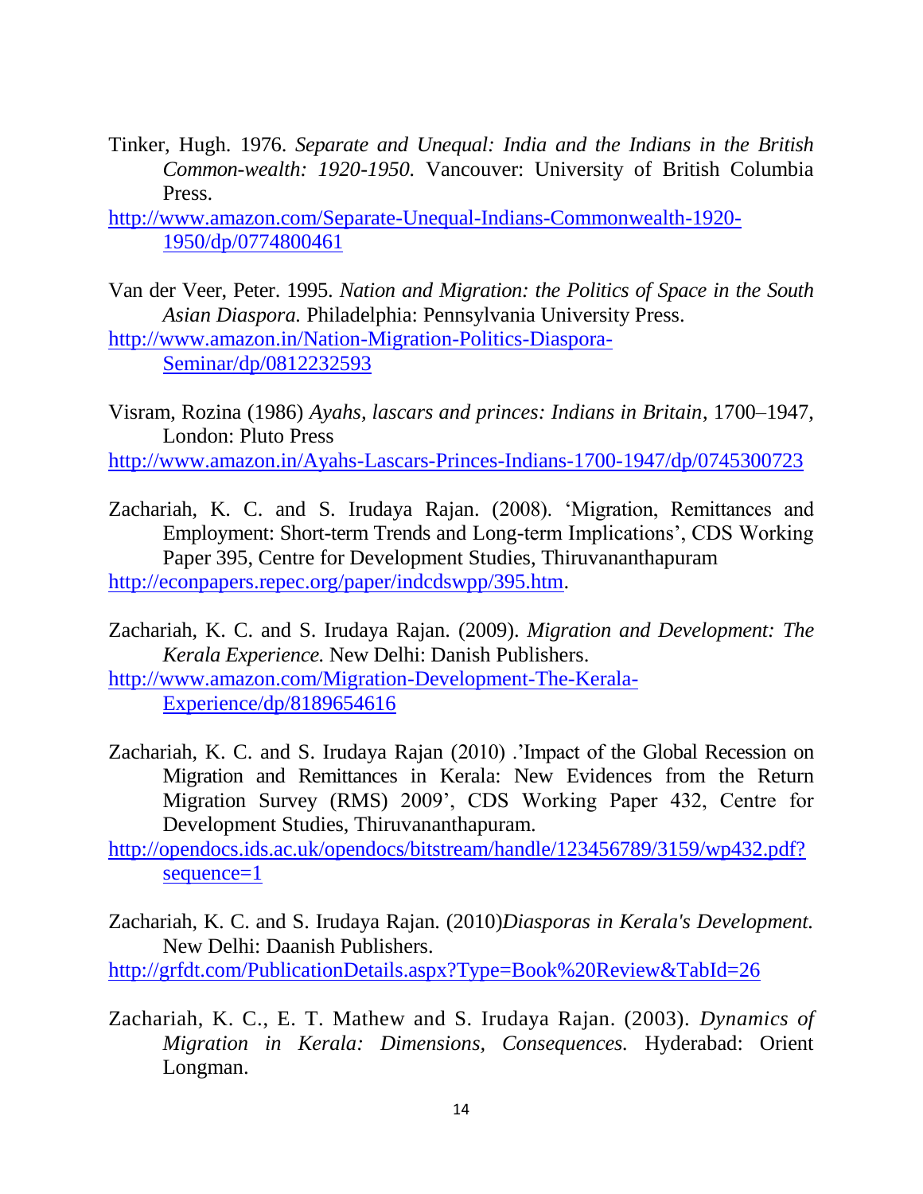Tinker, Hugh. 1976. *Separate and Unequal: India and the Indians in the British Common-wealth: 1920-1950.* Vancouver: University of British Columbia Press.
http://www.amazon.com/Separate-Unequal-Indians-Commonwealth-1920-1950/dp/0774800461

Van der Veer, Peter. 1995. *Nation and Migration: the Politics of Space in the South Asian Diaspora.* Philadelphia: Pennsylvania University Press.
http://www.amazon.in/Nation-Migration-Politics-Diaspora-Seminar/dp/0812232593

Visram, Rozina (1986) *Ayahs, lascars and princes: Indians in Britain*, 1700–1947, London: Pluto Press
http://www.amazon.in/Ayahs-Lascars-Princes-Indians-1700-1947/dp/0745300723

Zachariah, K. C. and S. Irudaya Rajan. (2008). 'Migration, Remittances and Employment: Short-term Trends and Long-term Implications', CDS Working Paper 395, Centre for Development Studies, Thiruvananthapuram
http://econpapers.repec.org/paper/indcdswpp/395.htm.

Zachariah, K. C. and S. Irudaya Rajan. (2009). *Migration and Development: The Kerala Experience.* New Delhi: Danish Publishers.
http://www.amazon.com/Migration-Development-The-Kerala-Experience/dp/8189654616

Zachariah, K. C. and S. Irudaya Rajan (2010) .'Impact of the Global Recession on Migration and Remittances in Kerala: New Evidences from the Return Migration Survey (RMS) 2009', CDS Working Paper 432, Centre for Development Studies, Thiruvananthapuram.
http://opendocs.ids.ac.uk/opendocs/bitstream/handle/123456789/3159/wp432.pdf?sequence=1

Zachariah, K. C. and S. Irudaya Rajan. (2010)*Diasporas in Kerala's Development.* New Delhi: Daanish Publishers.
http://grfdt.com/PublicationDetails.aspx?Type=Book%20Review&TabId=26

Zachariah, K. C., E. T. Mathew and S. Irudaya Rajan. (2003). *Dynamics of Migration in Kerala: Dimensions, Consequences.* Hyderabad: Orient Longman.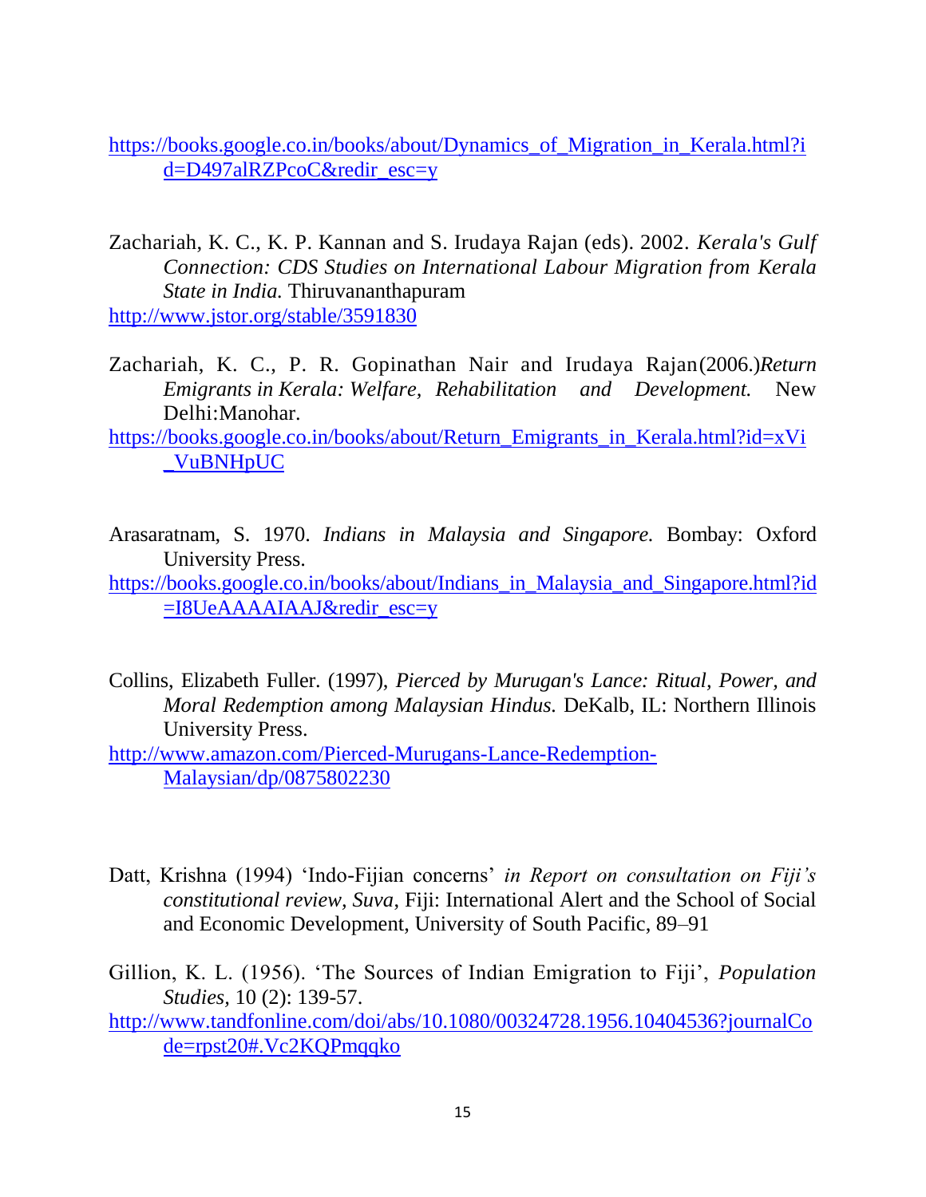https://books.google.co.in/books/about/Dynamics_of_Migration_in_Kerala.html?id=D497alRZPcoC&redir_esc=y

Zachariah, K. C., K. P. Kannan and S. Irudaya Rajan (eds). 2002. *Kerala's Gulf Connection: CDS Studies on International Labour Migration from Kerala State in India.* Thiruvananthapuram
http://www.jstor.org/stable/3591830

Zachariah, K. C., P. R. Gopinathan Nair and Irudaya Rajan(2006.)*Return Emigrants in Kerala: Welfare, Rehabilitation and Development.* New Delhi:Manohar.
https://books.google.co.in/books/about/Return_Emigrants_in_Kerala.html?id=xVi_VuBNHpUC

Arasaratnam, S. 1970. *Indians in Malaysia and Singapore.* Bombay: Oxford University Press.
https://books.google.co.in/books/about/Indians_in_Malaysia_and_Singapore.html?id=I8UeAAAAIAAJ&redir_esc=y

Collins, Elizabeth Fuller. (1997), *Pierced by Murugan's Lance: Ritual, Power, and Moral Redemption among Malaysian Hindus.* DeKalb, IL: Northern Illinois University Press.
http://www.amazon.com/Pierced-Murugans-Lance-Redemption-Malaysian/dp/0875802230

Datt, Krishna (1994) 'Indo-Fijian concerns' *in Report on consultation on Fiji's constitutional review*, *Suva*, Fiji: International Alert and the School of Social and Economic Development, University of South Pacific, 89–91

Gillion, K. L. (1956). 'The Sources of Indian Emigration to Fiji', *Population Studies*, 10 (2): 139-57.
http://www.tandfonline.com/doi/abs/10.1080/00324728.1956.10404536?journalCode=rpst20#.Vc2KQPmqqko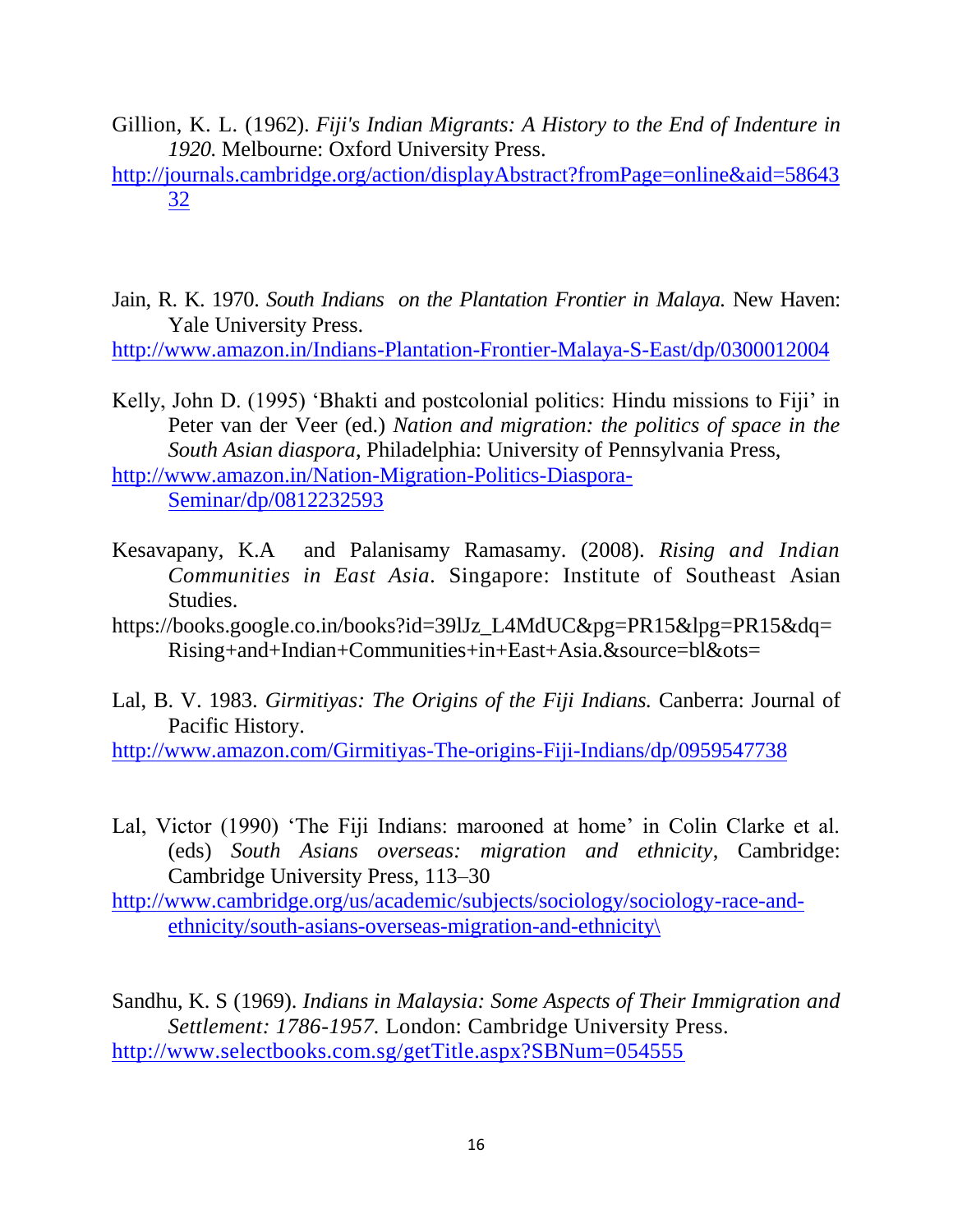Gillion, K. L. (1962). *Fiji's Indian Migrants: A History to the End of Indenture in 1920.* Melbourne: Oxford University Press.
http://journals.cambridge.org/action/displayAbstract?fromPage=online&aid=5864332

Jain, R. K. 1970. *South Indians on the Plantation Frontier in Malaya.* New Haven: Yale University Press.
http://www.amazon.in/Indians-Plantation-Frontier-Malaya-S-East/dp/0300012004

Kelly, John D. (1995) 'Bhakti and postcolonial politics: Hindu missions to Fiji' in Peter van der Veer (ed.) *Nation and migration: the politics of space in the South Asian diaspora*, Philadelphia: University of Pennsylvania Press,
http://www.amazon.in/Nation-Migration-Politics-Diaspora-Seminar/dp/0812232593

Kesavapany, K.A and Palanisamy Ramasamy. (2008). *Rising and Indian Communities in East Asia*. Singapore: Institute of Southeast Asian Studies.
https://books.google.co.in/books?id=39lJz_L4MdUC&pg=PR15&lpg=PR15&dq=Rising+and+Indian+Communities+in+East+Asia.&source=bl&ots=

Lal, B. V. 1983. *Girmitiyas: The Origins of the Fiji Indians.* Canberra: Journal of Pacific History.
http://www.amazon.com/Girmitiyas-The-origins-Fiji-Indians/dp/0959547738

Lal, Victor (1990) 'The Fiji Indians: marooned at home' in Colin Clarke et al. (eds) *South Asians overseas: migration and ethnicity*, Cambridge: Cambridge University Press, 113–30
http://www.cambridge.org/us/academic/subjects/sociology/sociology-race-and-ethnicity/south-asians-overseas-migration-and-ethnicity\

Sandhu, K. S (1969). *Indians in Malaysia: Some Aspects of Their Immigration and Settlement: 1786-1957.* London: Cambridge University Press.
http://www.selectbooks.com.sg/getTitle.aspx?SBNum=054555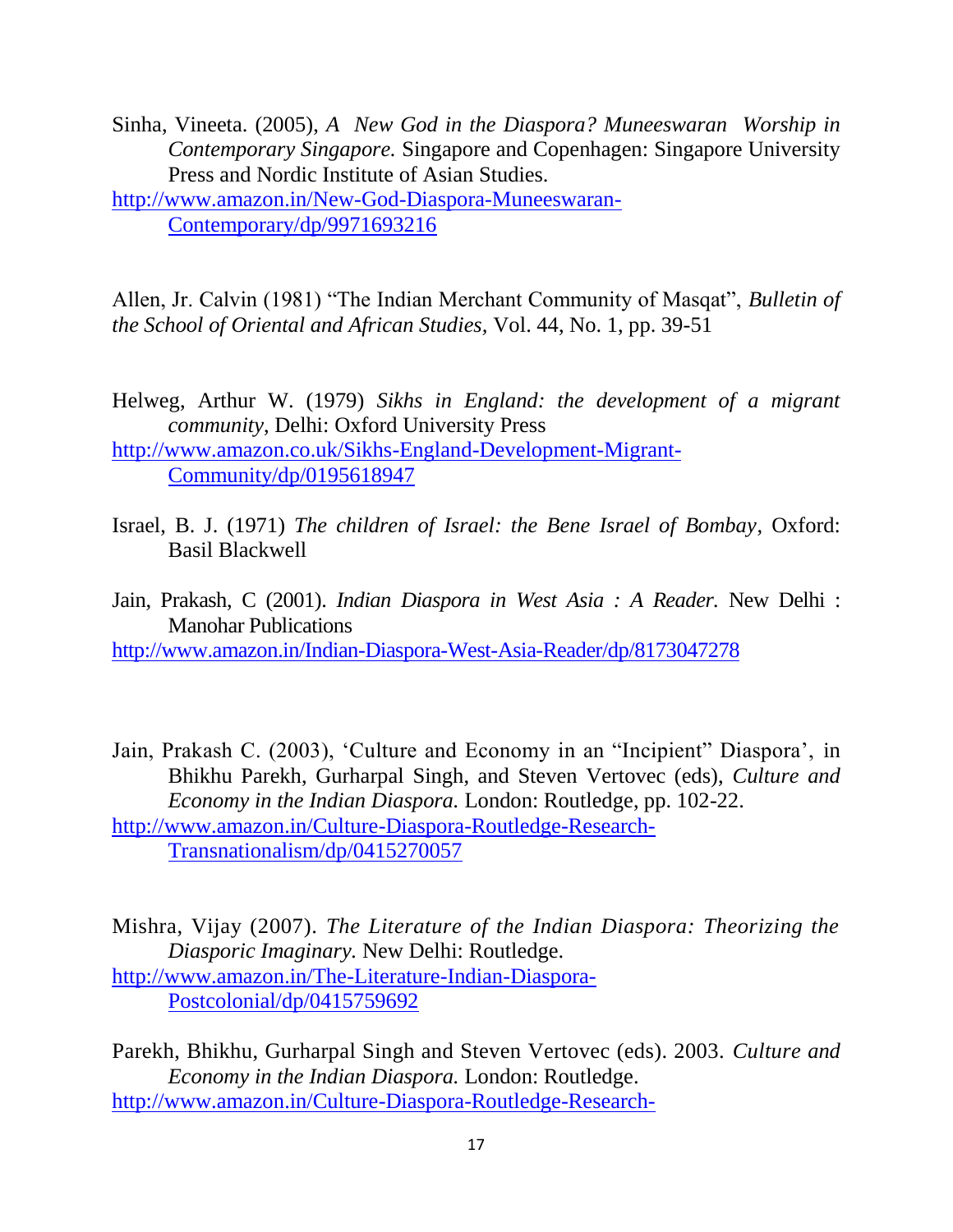Sinha, Vineeta. (2005), *A New God in the Diaspora? Muneeswaran Worship in Contemporary Singapore.* Singapore and Copenhagen: Singapore University Press and Nordic Institute of Asian Studies.
http://www.amazon.in/New-God-Diaspora-Muneeswaran-Contemporary/dp/9971693216

Allen, Jr. Calvin (1981) "The Indian Merchant Community of Masqat", *Bulletin of the School of Oriental and African Studies*, Vol. 44, No. 1, pp. 39-51

Helweg, Arthur W. (1979) *Sikhs in England: the development of a migrant community*, Delhi: Oxford University Press
http://www.amazon.co.uk/Sikhs-England-Development-Migrant-Community/dp/0195618947

Israel, B. J. (1971) *The children of Israel: the Bene Israel of Bombay*, Oxford: Basil Blackwell

Jain, Prakash, C (2001). *Indian Diaspora in West Asia : A Reader.* New Delhi : Manohar Publications
http://www.amazon.in/Indian-Diaspora-West-Asia-Reader/dp/8173047278

Jain, Prakash C. (2003), 'Culture and Economy in an "Incipient" Diaspora', in Bhikhu Parekh, Gurharpal Singh, and Steven Vertovec (eds), *Culture and Economy in the Indian Diaspora.* London: Routledge, pp. 102-22.
http://www.amazon.in/Culture-Diaspora-Routledge-Research-Transnationalism/dp/0415270057

Mishra, Vijay (2007). *The Literature of the Indian Diaspora: Theorizing the Diasporic Imaginary.* New Delhi: Routledge.
http://www.amazon.in/The-Literature-Indian-Diaspora-Postcolonial/dp/0415759692

Parekh, Bhikhu, Gurharpal Singh and Steven Vertovec (eds). 2003. *Culture and Economy in the Indian Diaspora.* London: Routledge.
http://www.amazon.in/Culture-Diaspora-Routledge-Research-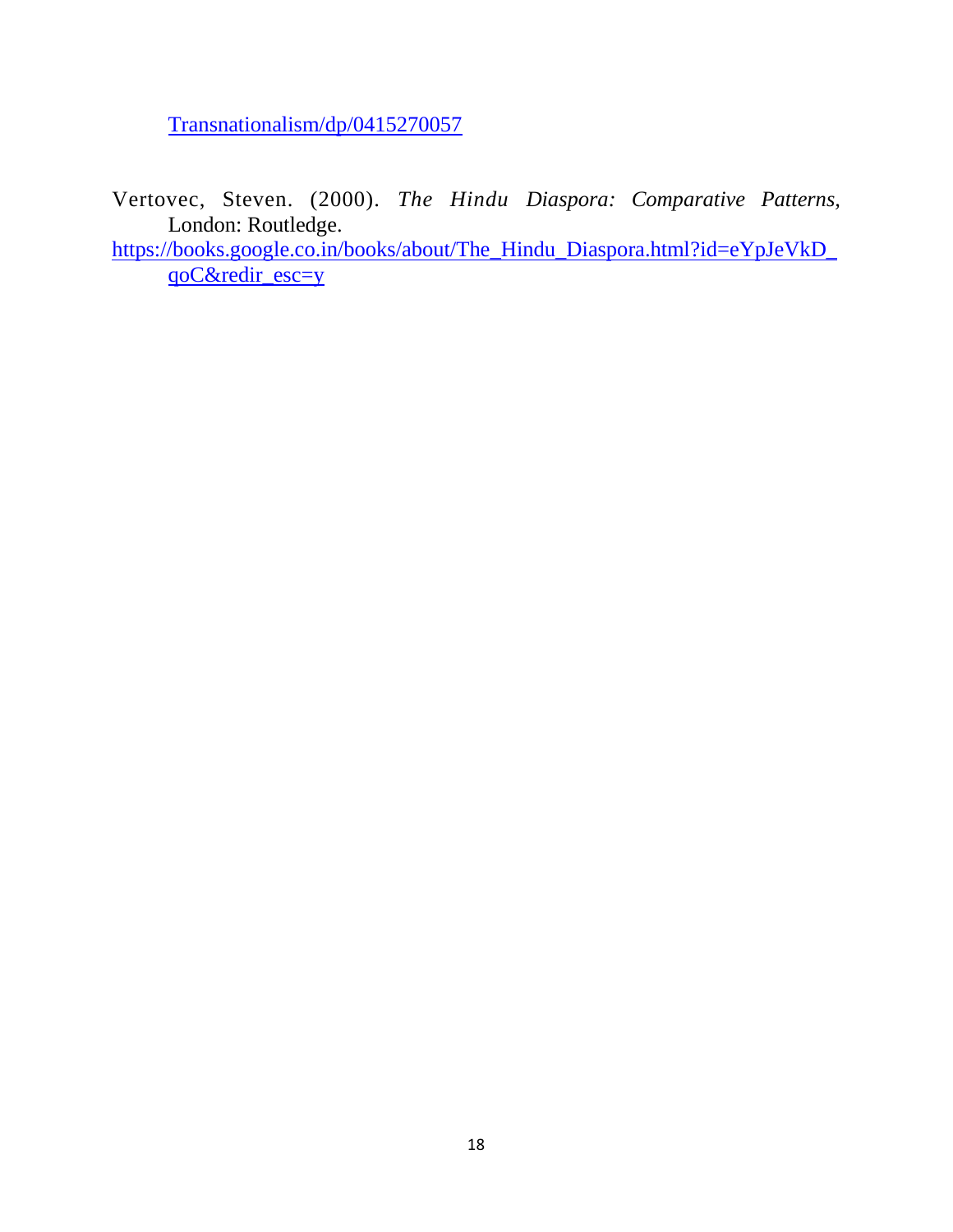Transnationalism/dp/0415270057

Vertovec, Steven. (2000). *The Hindu Diaspora: Comparative Patterns,* London: Routledge.
https://books.google.co.in/books/about/The_Hindu_Diaspora.html?id=eYpJeVkD_qoC&redir_esc=y